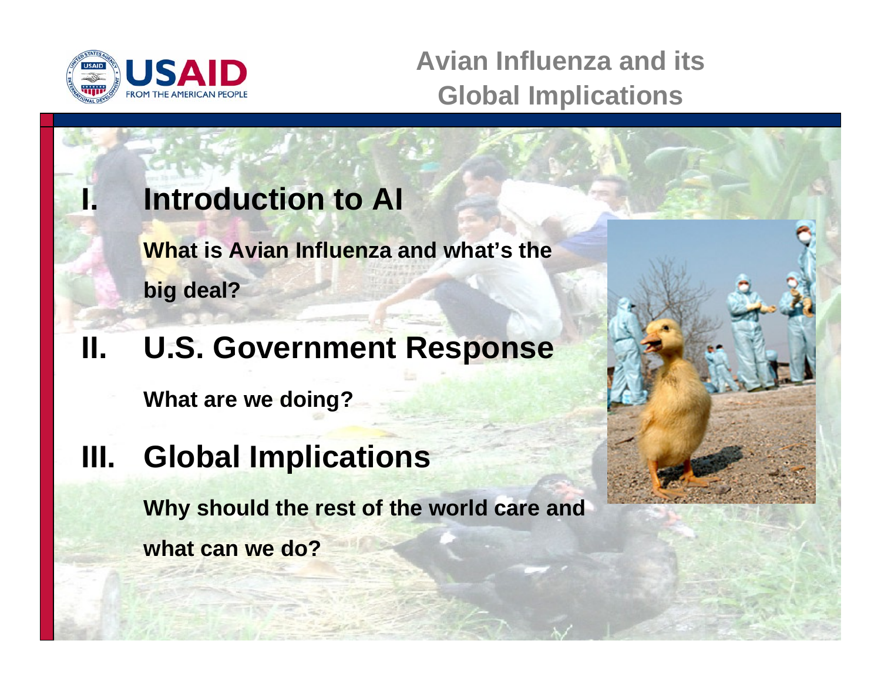USAID
FROM THE AMERICAN PEOPLE

# Avian Influenza and its Global Implications

## I. Introduction to AI

**What is Avian Influenza and what's the big deal?**

## II. U.S. Government Response

**What are we doing?**

## III. Global Implications

**Why should the rest of the world care and what can we do?**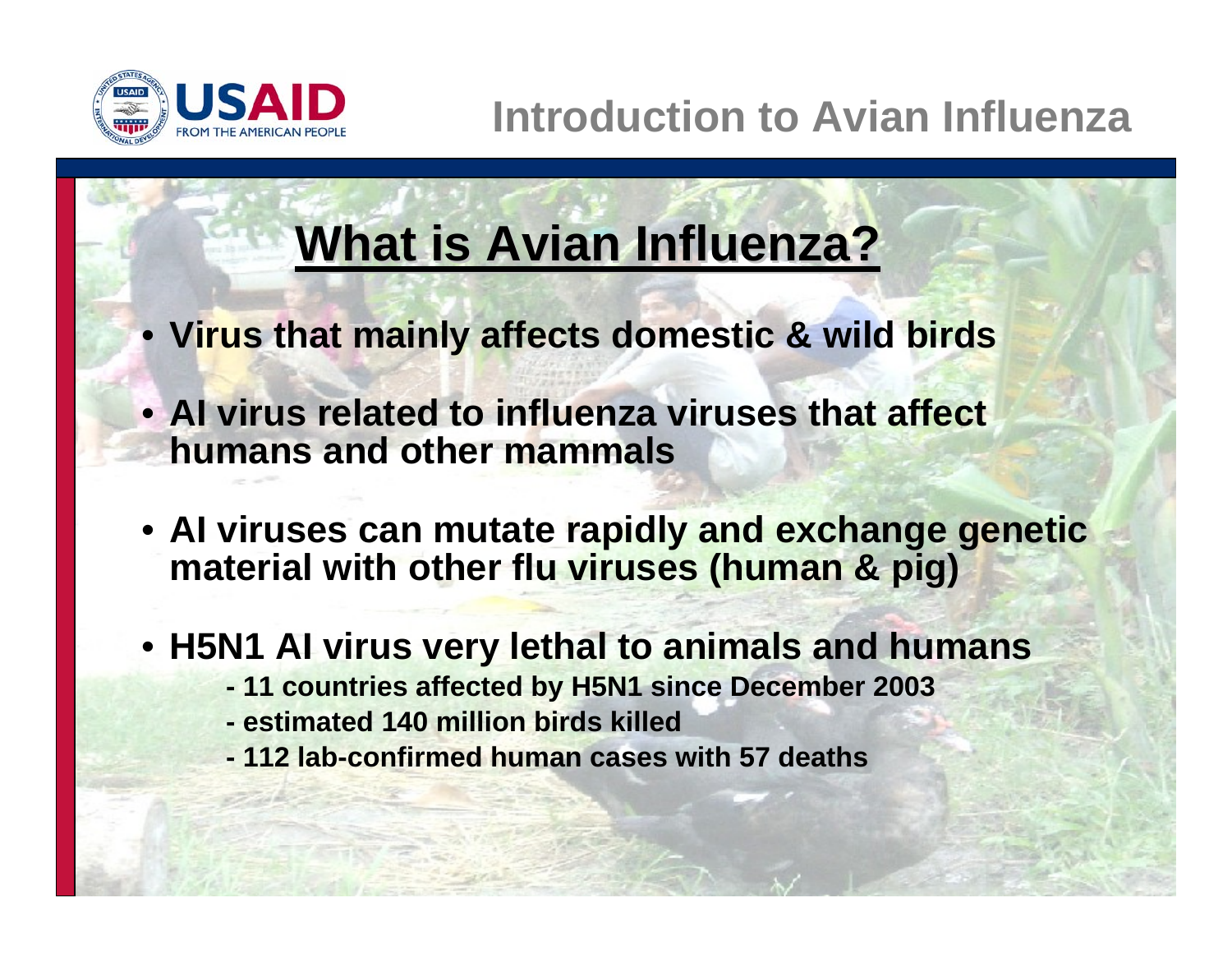# Introduction to Avian Influenza

## What is Avian Influenza?

- **Virus that mainly affects domestic & wild birds**
- **AI virus related to influenza viruses that affect humans and other mammals**
- **AI viruses can mutate rapidly and exchange genetic material with other flu viruses (human & pig)**
- **H5N1 AI virus very lethal to animals and humans**
  - **11 countries affected by H5N1 since December 2003**
  - **estimated 140 million birds killed**
  - **112 lab-confirmed human cases with 57 deaths**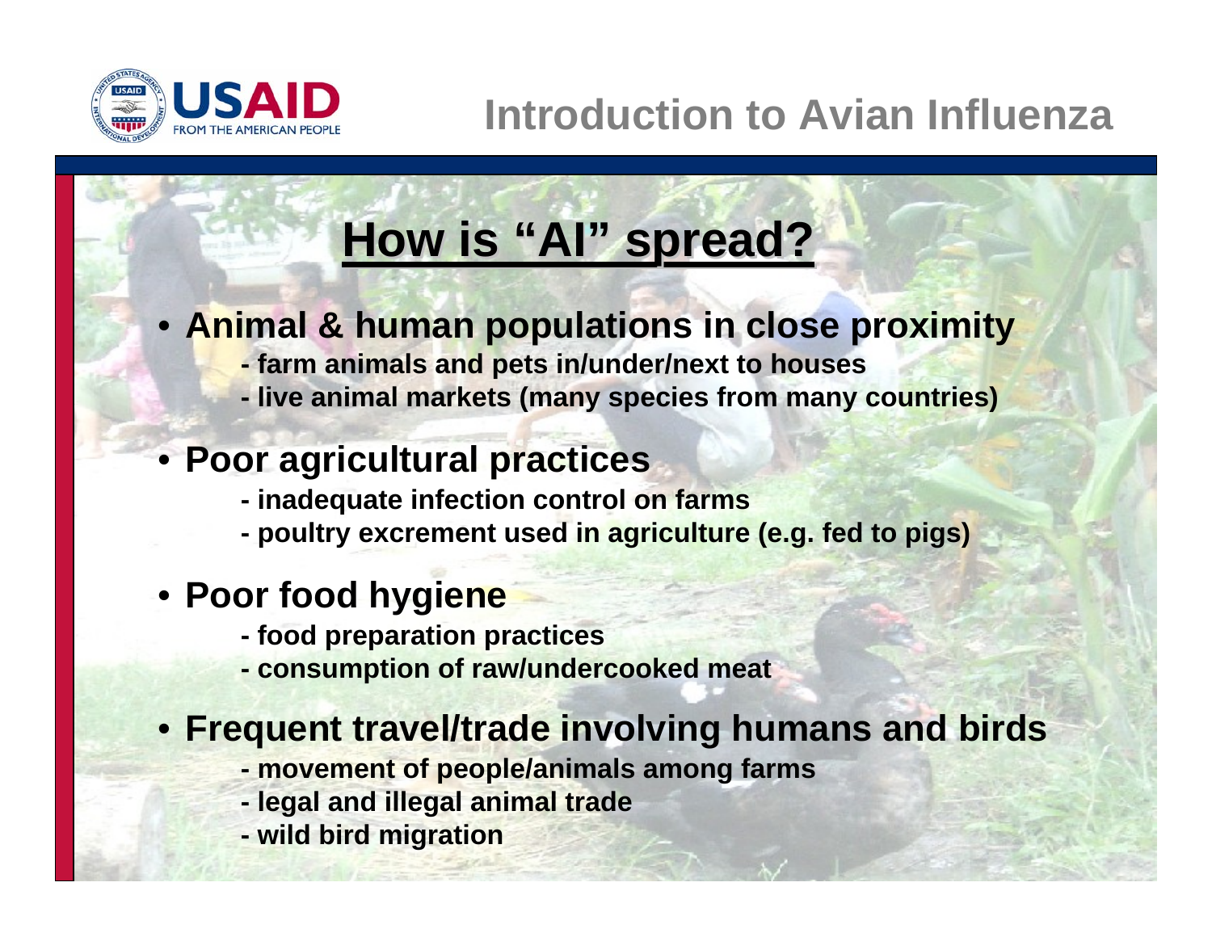# How is "AI" spread?

- **Animal & human populations in close proximity**
  - farm animals and pets in/under/next to houses
  - live animal markets (many species from many countries)

- **Poor agricultural practices**
  - inadequate infection control on farms
  - poultry excrement used in agriculture (e.g. fed to pigs)

- **Poor food hygiene**
  - food preparation practices
  - consumption of raw/undercooked meat

- **Frequent travel/trade involving humans and birds**
  - movement of people/animals among farms
  - legal and illegal animal trade
  - wild bird migration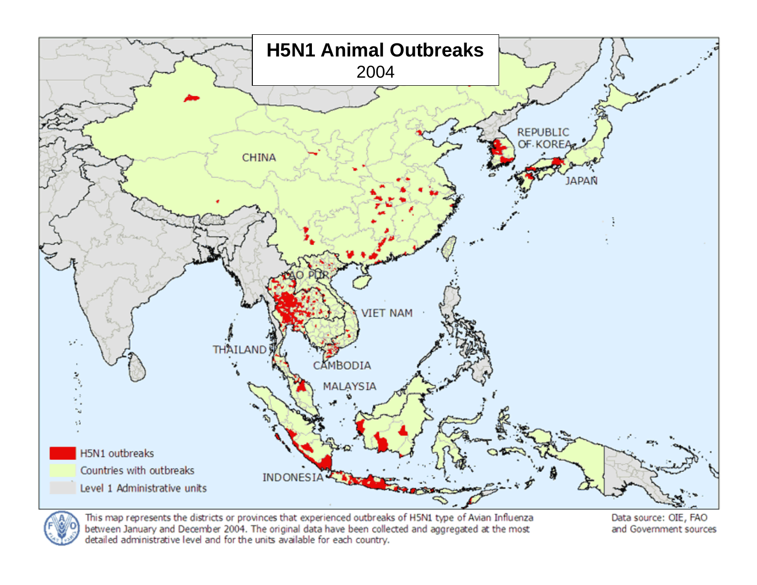# H5N1 Animal Outbreaks

2004

CHINA

REPUBLIC OF KOREA

JAPAN

LAO PDR

VIET NAM

THAILAND

CAMBODIA

MALAYSIA

INDONESIA

- H5N1 outbreaks
- Countries with outbreaks
- Level 1 Administrative units

This map represents the districts or provinces that experienced outbreaks of H5N1 type of Avian Influenza between January and December 2004. The original data have been collected and aggregated at the most detailed administrative level and for the units available for each country.

Data source: OIE, FAO and Government sources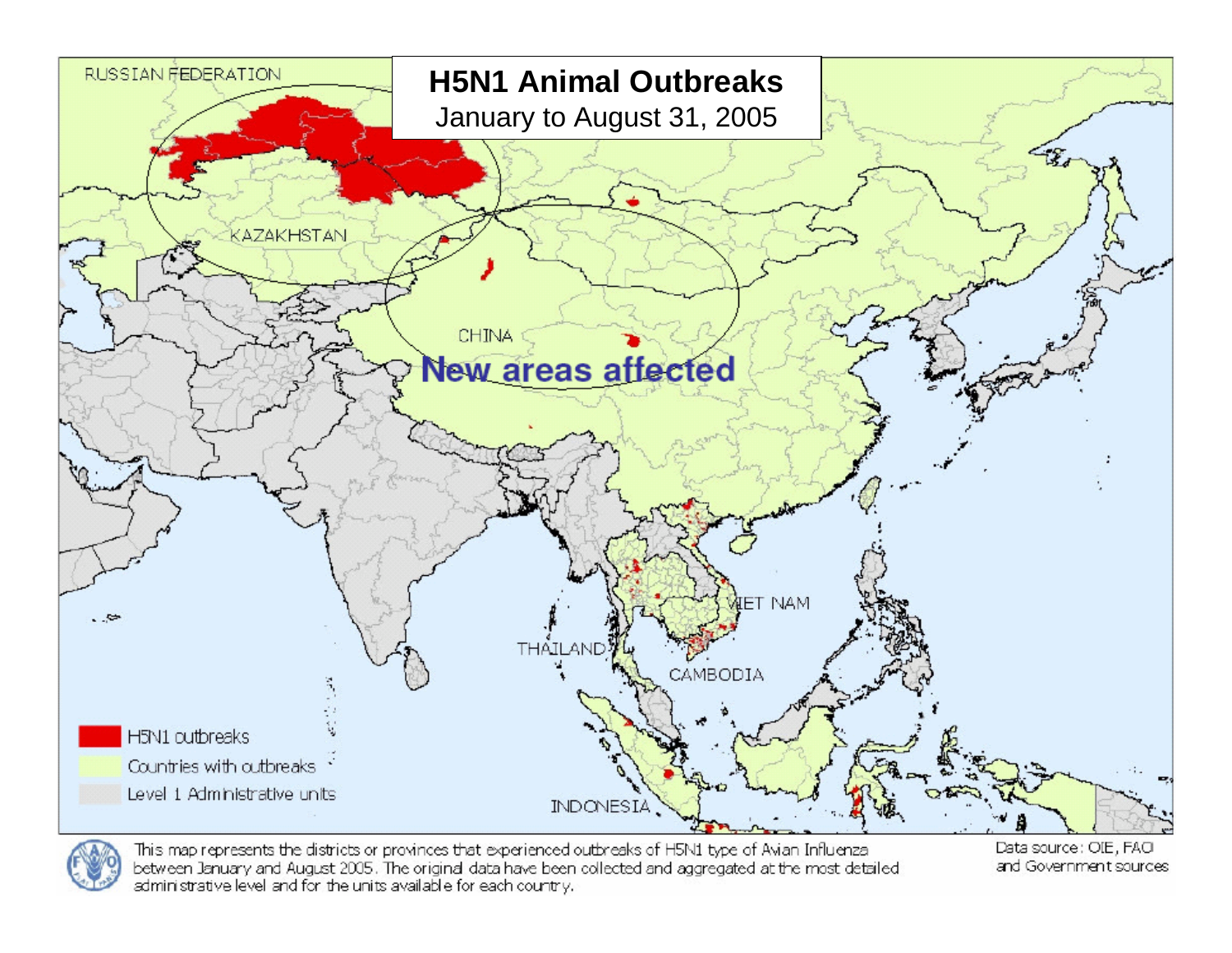# H5N1 Animal Outbreaks

January to August 31, 2005

RUSSIAN FEDERATION

KAZAKHSTAN

CHINA

**New areas affected**

VIET NAM

THAILAND

CAMBODIA

INDONESIA

- H5N1 outbreaks
- Countries with outbreaks
- Level 1 Administrative units

This map represents the districts or provinces that experienced outbreaks of H5N1 type of Avian Influenza between January and August 2005. The original data have been collected and aggregated at the most detailed administrative level and for the units available for each country.

Data source: OIE, FAO and Government sources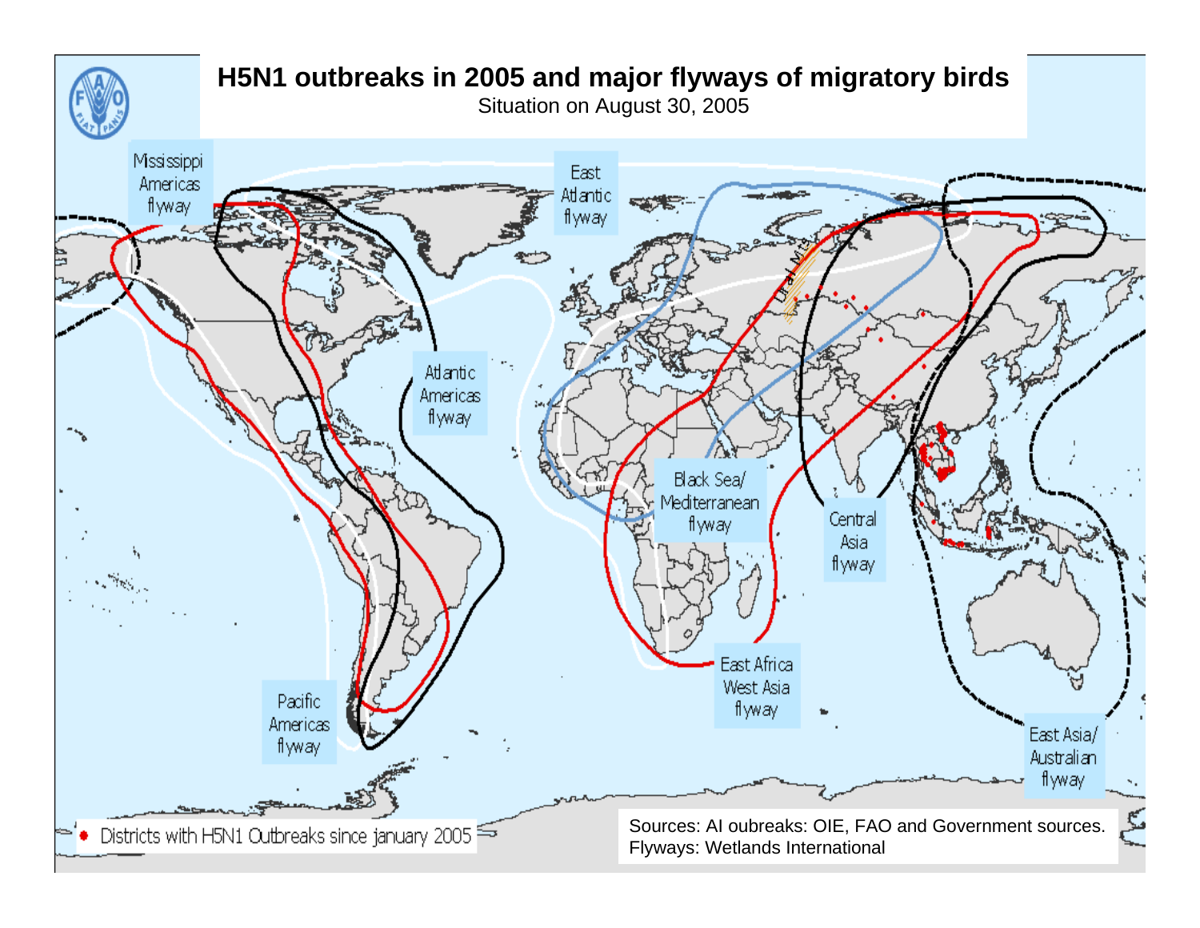# H5N1 outbreaks in 2005 and major flyways of migratory birds

Situation on August 30, 2005

Mississippi Americas flyway

East Atlantic flyway

Atlantic Americas flyway

Black Sea/ Mediterranean flyway

Central Asia flyway

Pacific Americas flyway

East Africa West Asia flyway

East Asia/ Australian flyway

Ural Mts

• Districts with H5N1 Outbreaks since january 2005

Sources: AI oubreaks: OIE, FAO and Government sources.
Flyways: Wetlands International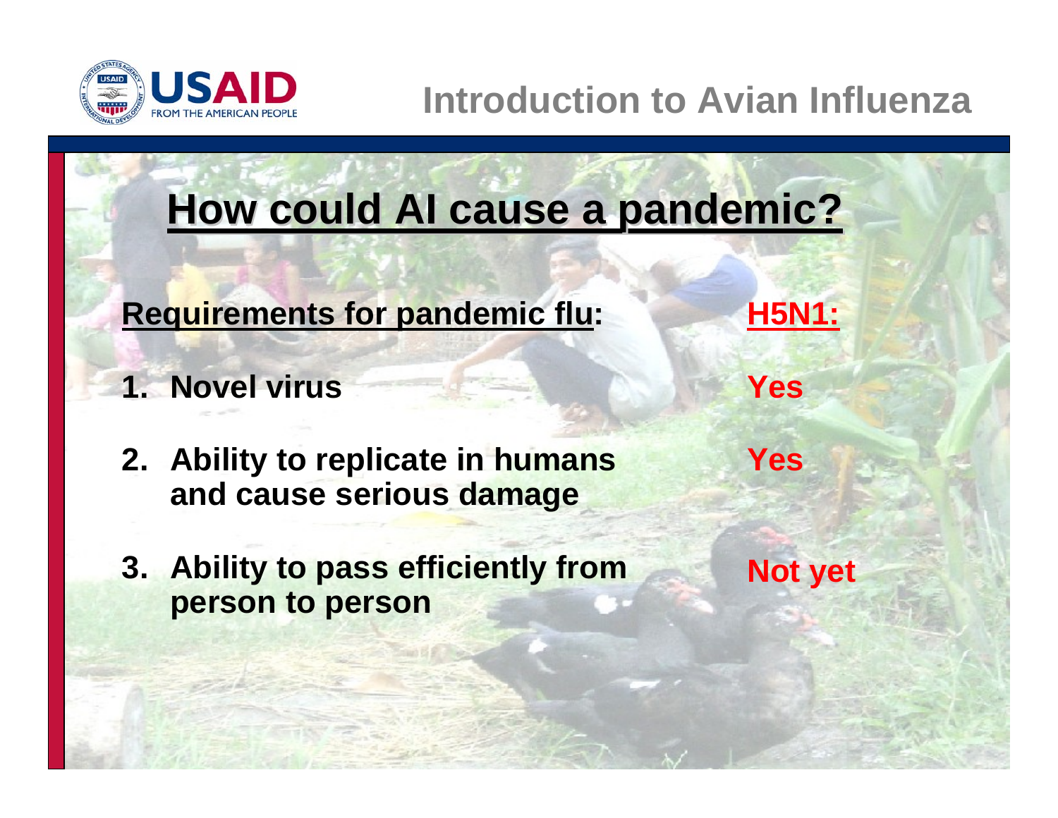## How could AI cause a pandemic?

| **Requirements for pandemic flu:** | **H5N1:** |
| --- | --- |
| 1. Novel virus | Yes |
| 2. Ability to replicate in humans and cause serious damage | Yes |
| 3. Ability to pass efficiently from person to person | Not yet |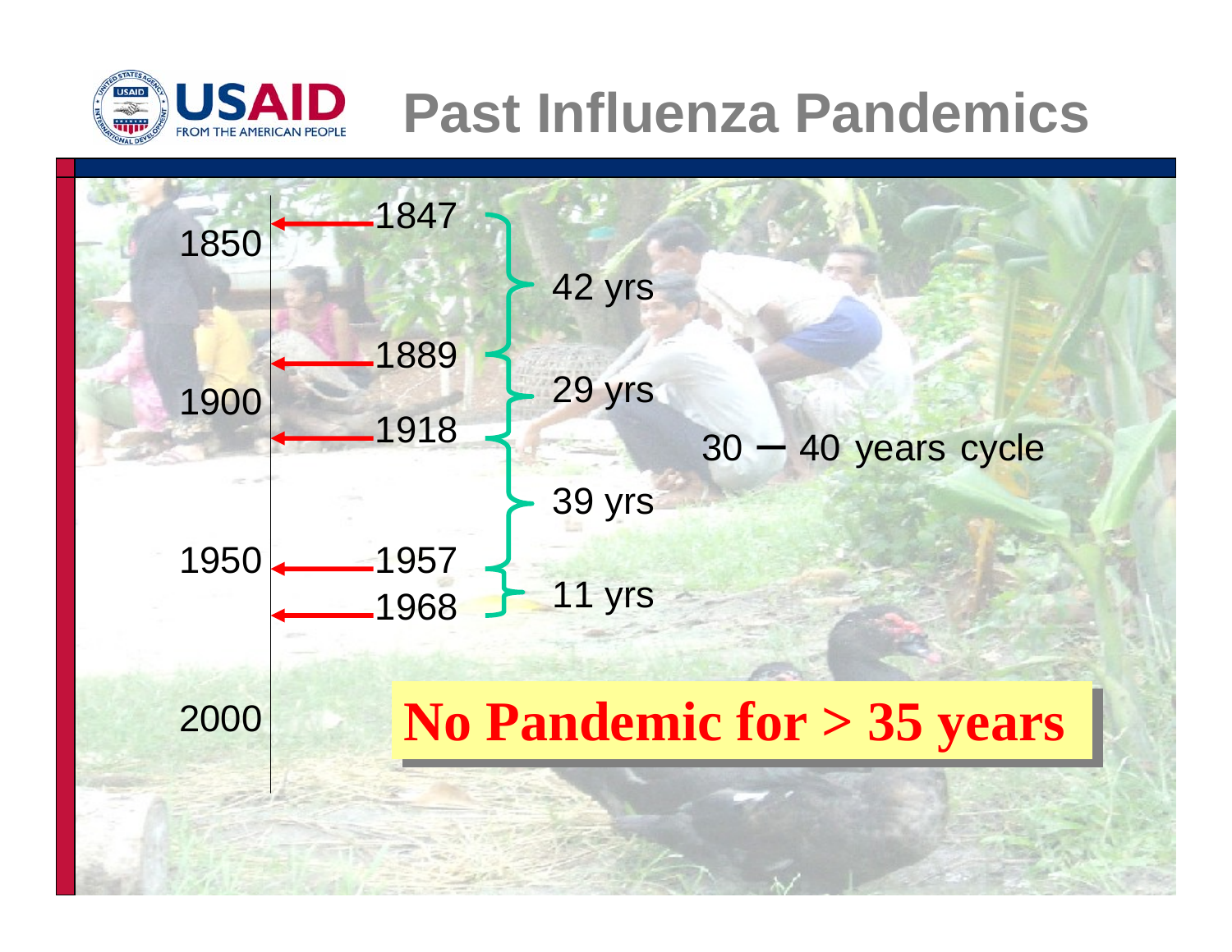# Past Influenza Pandemics

| Timeline | Pandemic year | Interval |
| --- | --- | --- |
| 1850 | 1847 | |
| | | 42 yrs |
| | 1889 | |
| 1900 | | 29 yrs |
| | 1918 | |
| | | 39 yrs |
| 1950 | 1957 | |
| | | 11 yrs |
| | 1968 | |
| 2000 | | |

30 – 40 years cycle

**No Pandemic for > 35 years**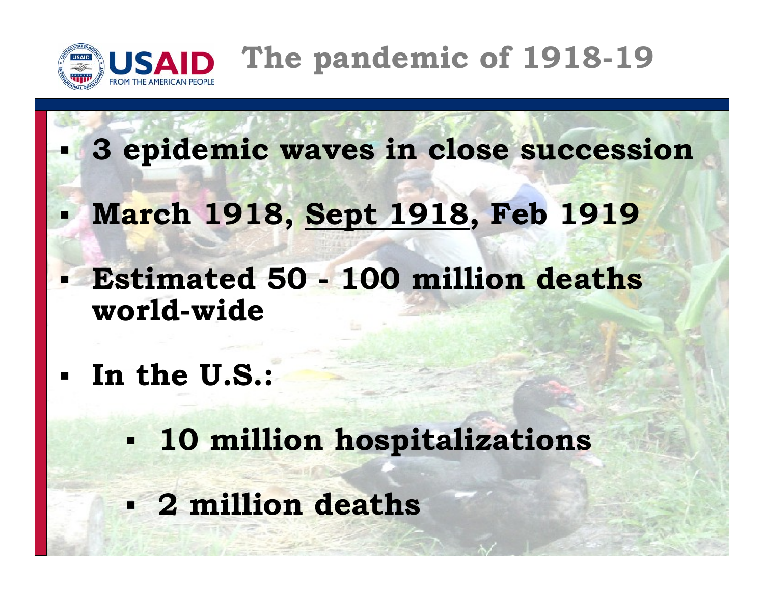# The pandemic of 1918-19

- **3 epidemic waves in close succession**
- **March 1918, <u>Sept 1918</u>, Feb 1919**
- **Estimated 50 - 100 million deaths world-wide**
- **In the U.S.:**
  - **10 million hospitalizations**
  - **2 million deaths**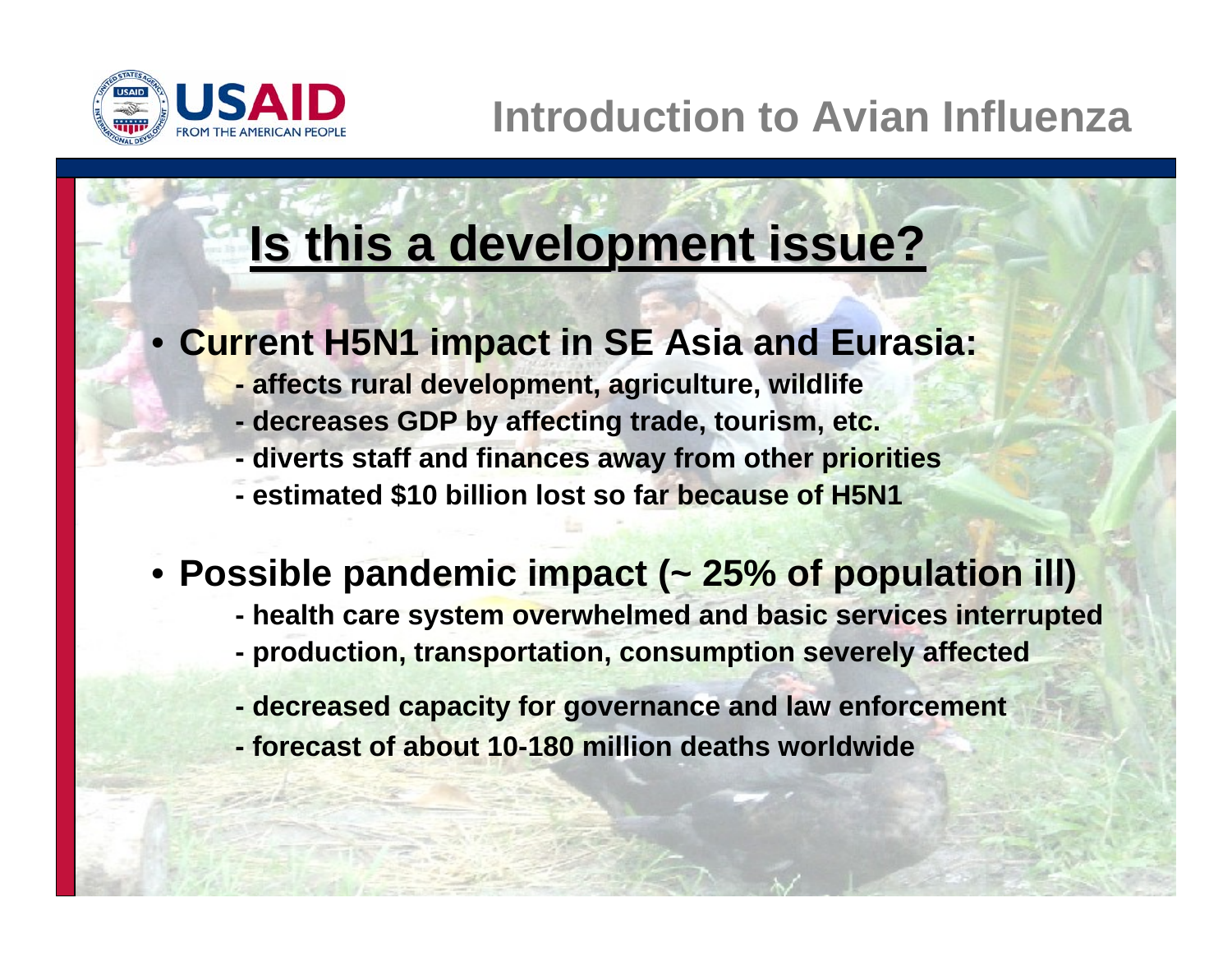# Introduction to Avian Influenza

## Is this a development issue?

- **Current H5N1 impact in SE Asia and Eurasia:**
  - **- affects rural development, agriculture, wildlife**
  - **- decreases GDP by affecting trade, tourism, etc.**
  - **- diverts staff and finances away from other priorities**
  - **- estimated $10 billion lost so far because of H5N1**

- **Possible pandemic impact (~ 25% of population ill)**
  - **- health care system overwhelmed and basic services interrupted**
  - **- production, transportation, consumption severely affected**
  - **- decreased capacity for governance and law enforcement**
  - **- forecast of about 10-180 million deaths worldwide**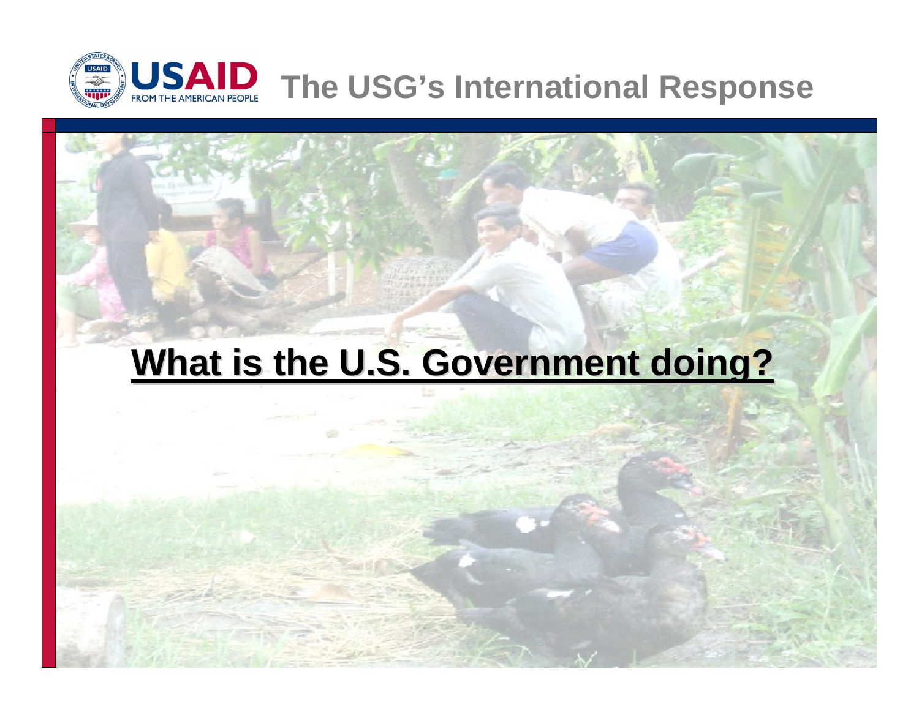# The USG's International Response

**What is the U.S. Government doing?**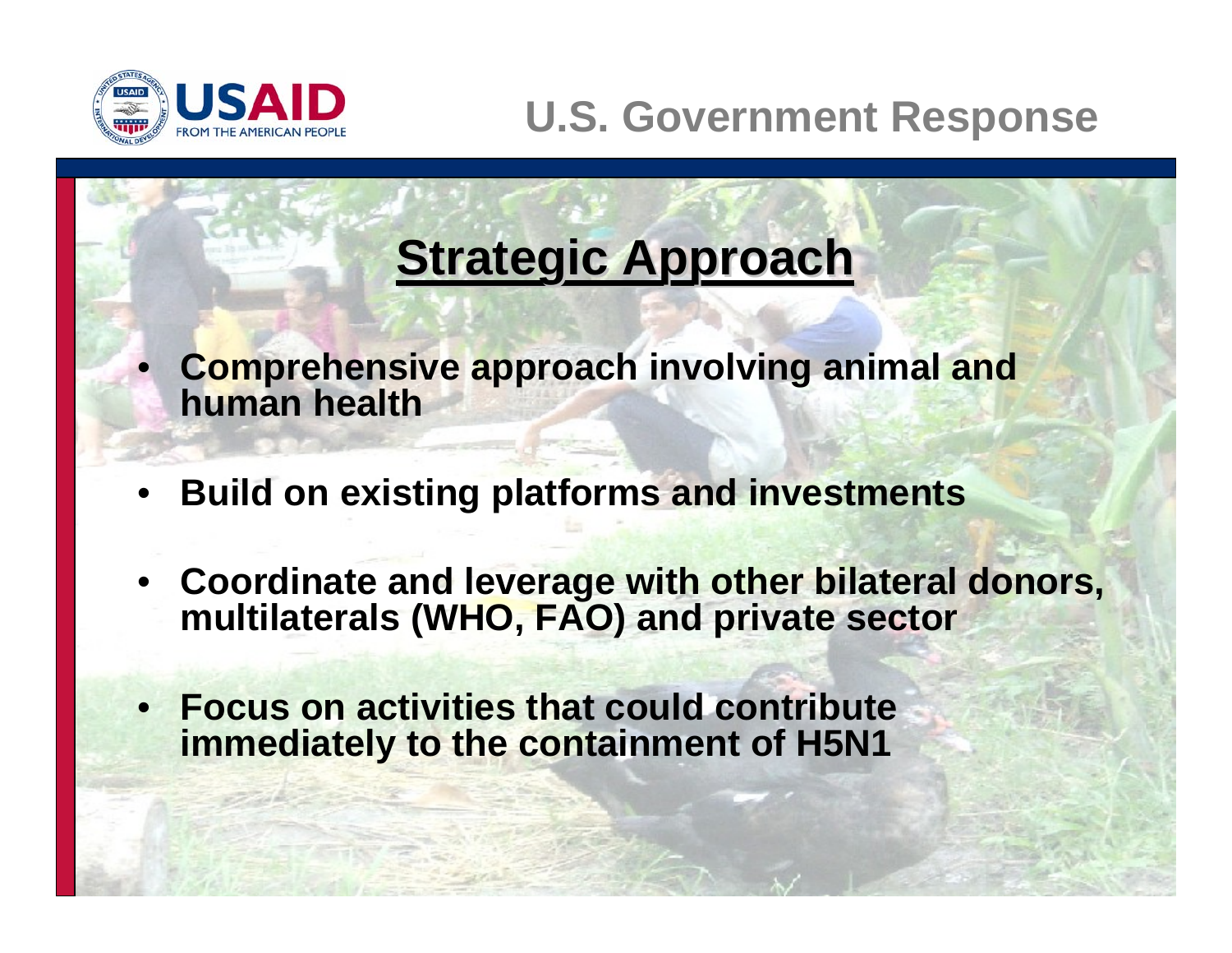# U.S. Government Response

## Strategic Approach

- Comprehensive approach involving animal and human health
- Build on existing platforms and investments
- Coordinate and leverage with other bilateral donors, multilaterals (WHO, FAO) and private sector
- Focus on activities that could contribute immediately to the containment of H5N1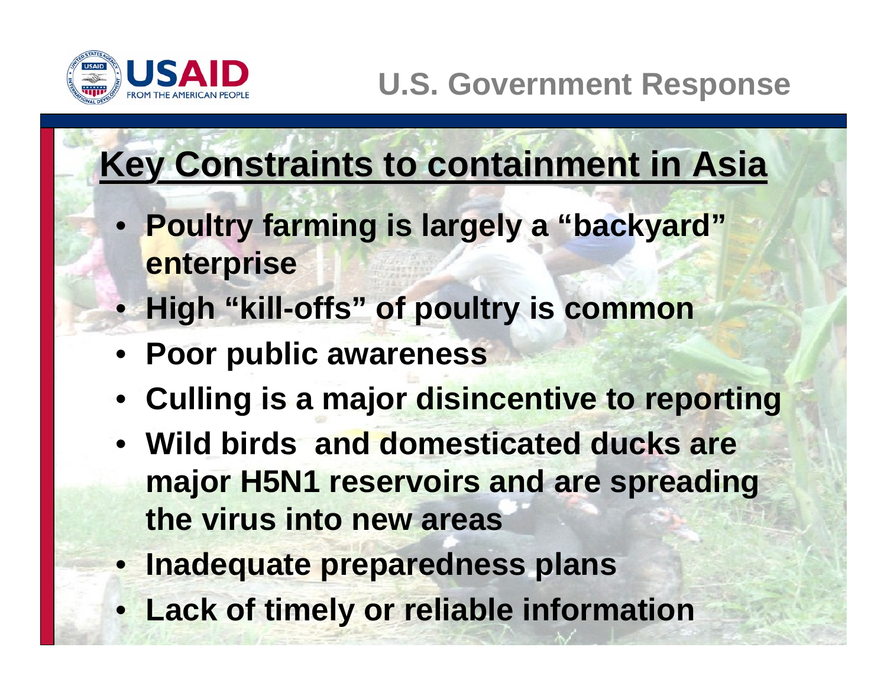## U.S. Government Response

### Key Constraints to containment in Asia

- **Poultry farming is largely a "backyard" enterprise**
- **High "kill-offs" of poultry is common**
- **Poor public awareness**
- **Culling is a major disincentive to reporting**
- **Wild birds and domesticated ducks are major H5N1 reservoirs and are spreading the virus into new areas**
- **Inadequate preparedness plans**
- **Lack of timely or reliable information**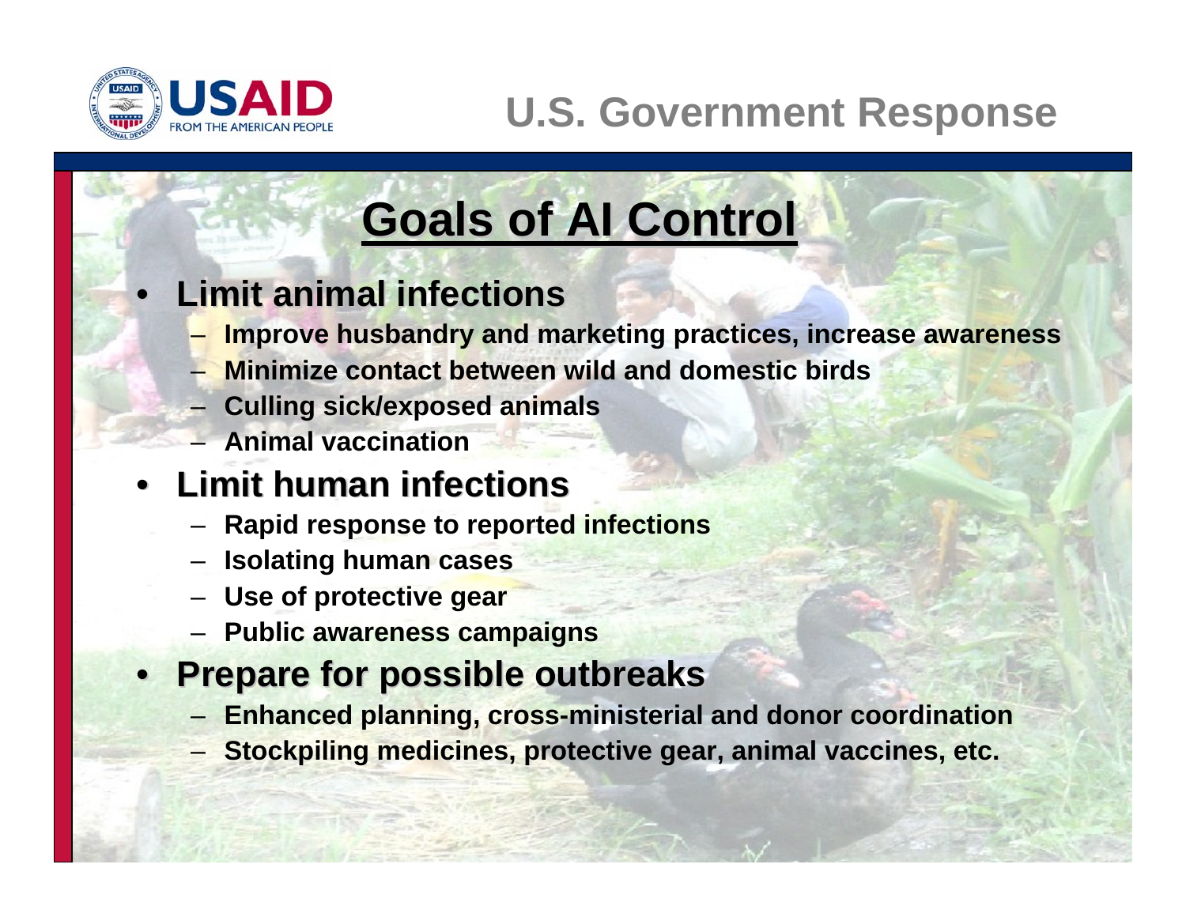# U.S. Government Response

## Goals of AI Control

- **Limit animal infections**
  - Improve husbandry and marketing practices, increase awareness
  - Minimize contact between wild and domestic birds
  - Culling sick/exposed animals
  - Animal vaccination
- **Limit human infections**
  - Rapid response to reported infections
  - Isolating human cases
  - Use of protective gear
  - Public awareness campaigns
- **Prepare for possible outbreaks**
  - Enhanced planning, cross-ministerial and donor coordination
  - Stockpiling medicines, protective gear, animal vaccines, etc.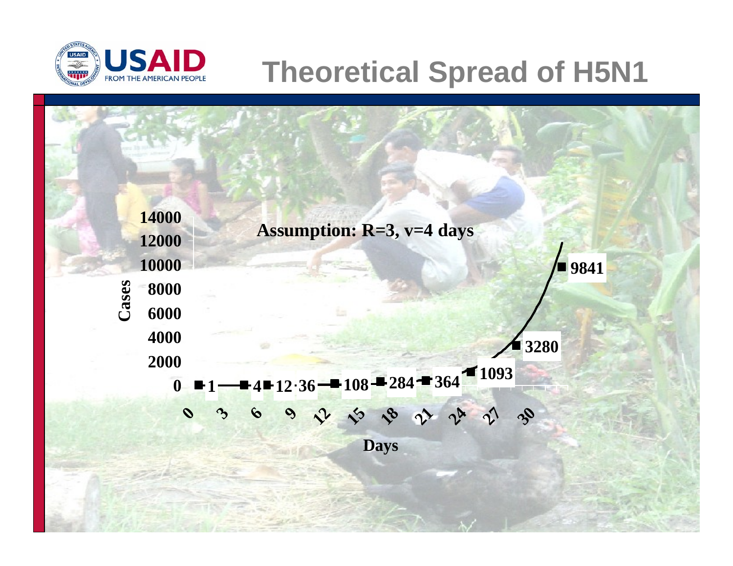# Theoretical Spread of H5N1

Assumption: R=3, v=4 days

| Days | Cases |
|---|---|
| 0 | 1 |
| 4 | 4 |
| 8 | 12 |
| 12 | 36 |
| 16 | 108 |
| 20 | 284 |
| 24 | 364 |
| 28 | 1093 |
| 32 | 3280 |
| 36 | 9841 |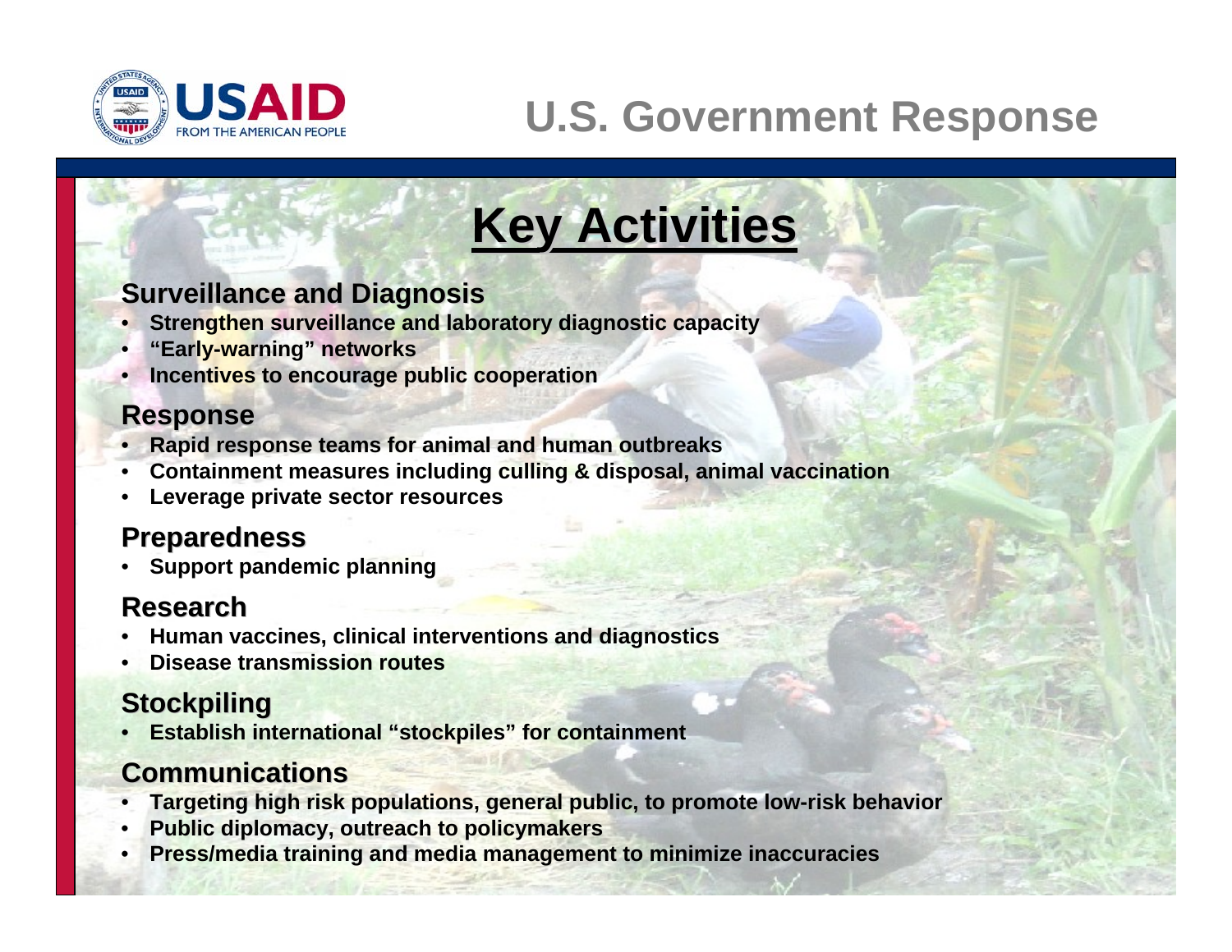# U.S. Government Response

## Key Activities

### Surveillance and Diagnosis

- Strengthen surveillance and laboratory diagnostic capacity
- "Early-warning" networks
- Incentives to encourage public cooperation

### Response

- Rapid response teams for animal and human outbreaks
- Containment measures including culling & disposal, animal vaccination
- Leverage private sector resources

### Preparedness

- Support pandemic planning

### Research

- Human vaccines, clinical interventions and diagnostics
- Disease transmission routes

### Stockpiling

- Establish international "stockpiles" for containment

### Communications

- Targeting high risk populations, general public, to promote low-risk behavior
- Public diplomacy, outreach to policymakers
- Press/media training and media management to minimize inaccuracies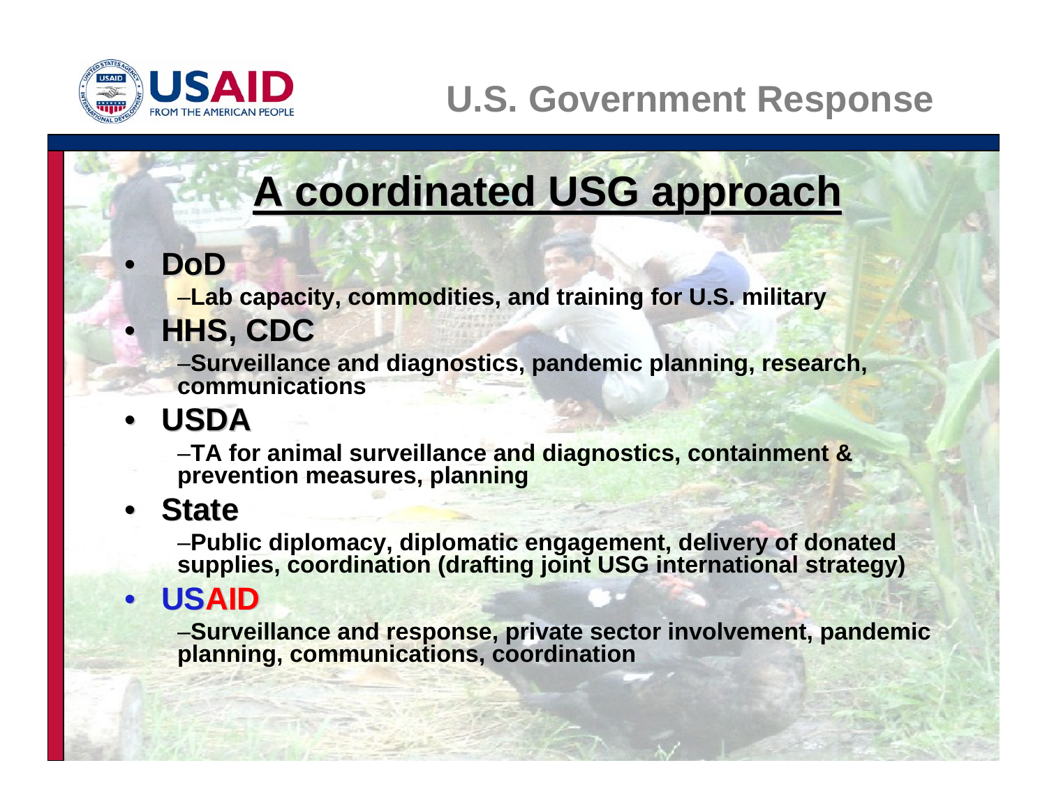# U.S. Government Response

## A coordinated USG approach

- **DoD**
  - **Lab capacity, commodities, and training for U.S. military**
- **HHS, CDC**
  - **Surveillance and diagnostics, pandemic planning, research, communications**
- **USDA**
  - **TA for animal surveillance and diagnostics, containment & prevention measures, planning**
- **State**
  - **Public diplomacy, diplomatic engagement, delivery of donated supplies, coordination (drafting joint USG international strategy)**
- **USAID**
  - **Surveillance and response, private sector involvement, pandemic planning, communications, coordination**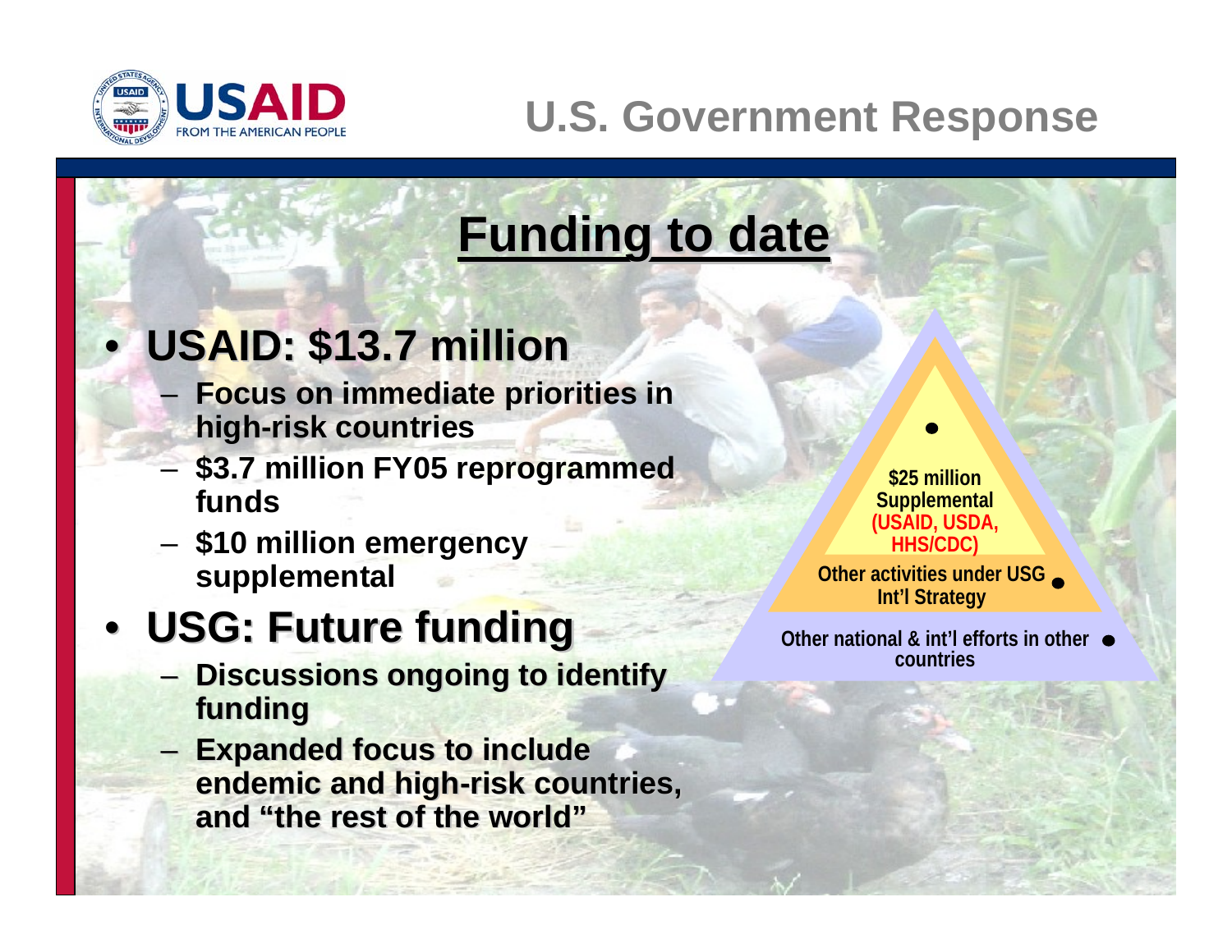# U.S. Government Response

## Funding to date

- **USAID: $13.7 million**
  - **Focus on immediate priorities in high-risk countries**
  - **$3.7 million FY05 reprogrammed funds**
  - **$10 million emergency supplemental**
- **USG: Future funding**
  - **Discussions ongoing to identify funding**
  - **Expanded focus to include endemic and high-risk countries, and "the rest of the world"**

**$25 million Supplemental (USAID, USDA, HHS/CDC)**

**Other activities under USG Int'l Strategy**

**Other national & int'l efforts in other countries**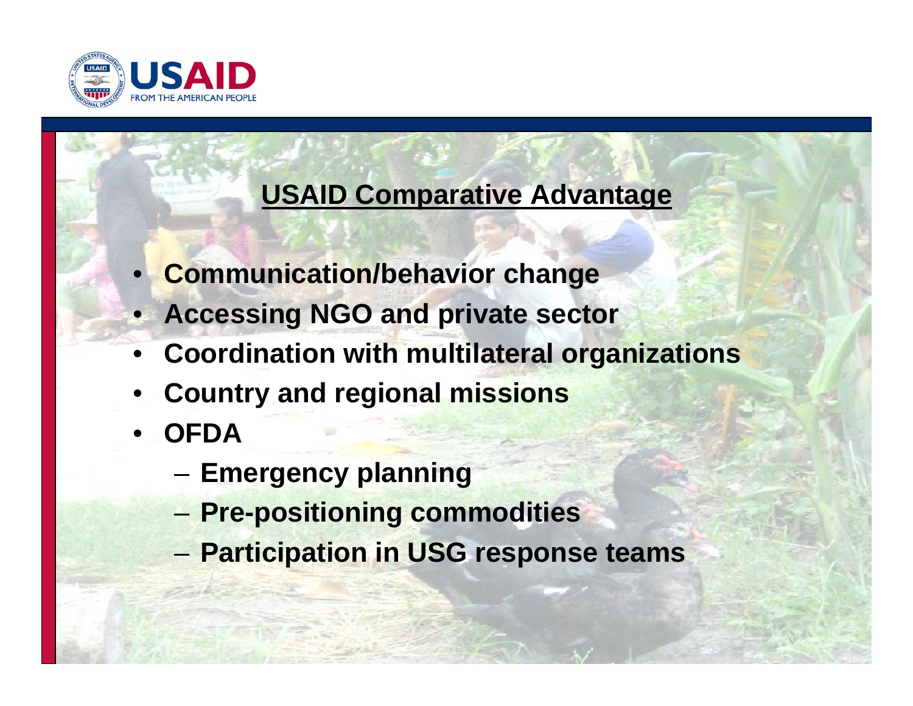## USAID Comparative Advantage

- **Communication/behavior change**
- **Accessing NGO and private sector**
- **Coordination with multilateral organizations**
- **Country and regional missions**
- **OFDA**
  - **Emergency planning**
  - **Pre-positioning commodities**
  - **Participation in USG response teams**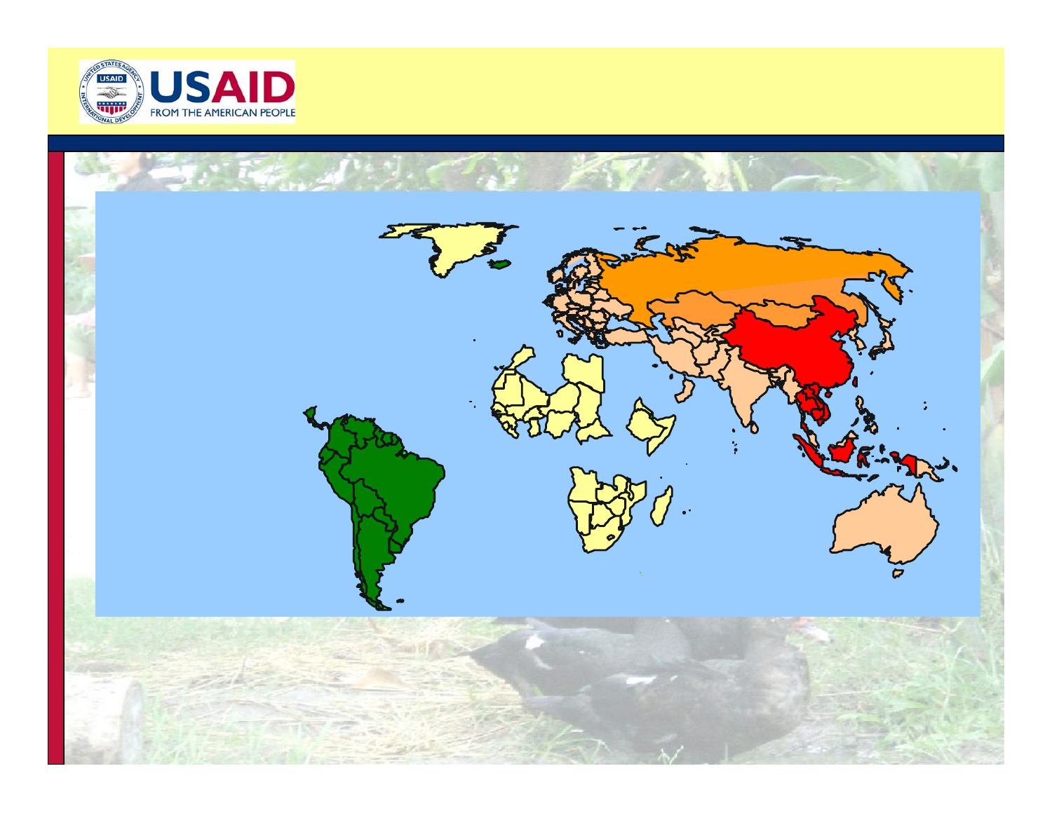FROM THE AMERICAN PEOPLE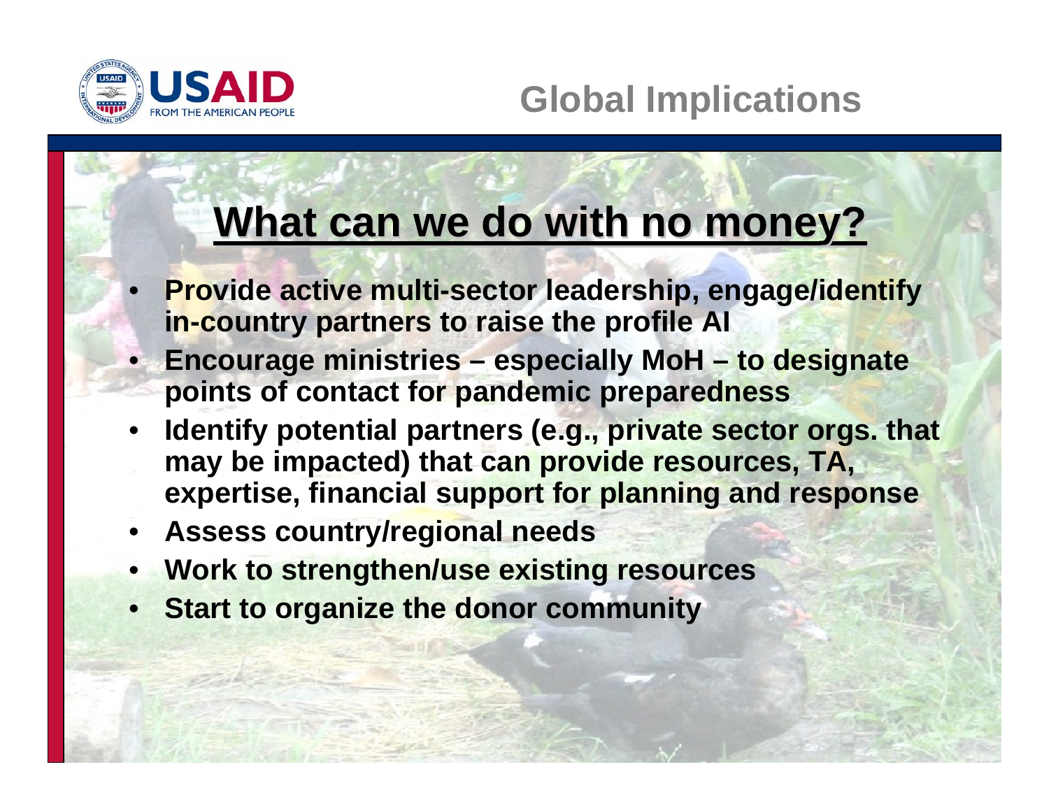# Global Implications

## What can we do with no money?

- **Provide active multi-sector leadership, engage/identify in-country partners to raise the profile AI**
- **Encourage ministries – especially MoH – to designate points of contact for pandemic preparedness**
- **Identify potential partners (e.g., private sector orgs. that may be impacted) that can provide resources, TA, expertise, financial support for planning and response**
- **Assess country/regional needs**
- **Work to strengthen/use existing resources**
- **Start to organize the donor community**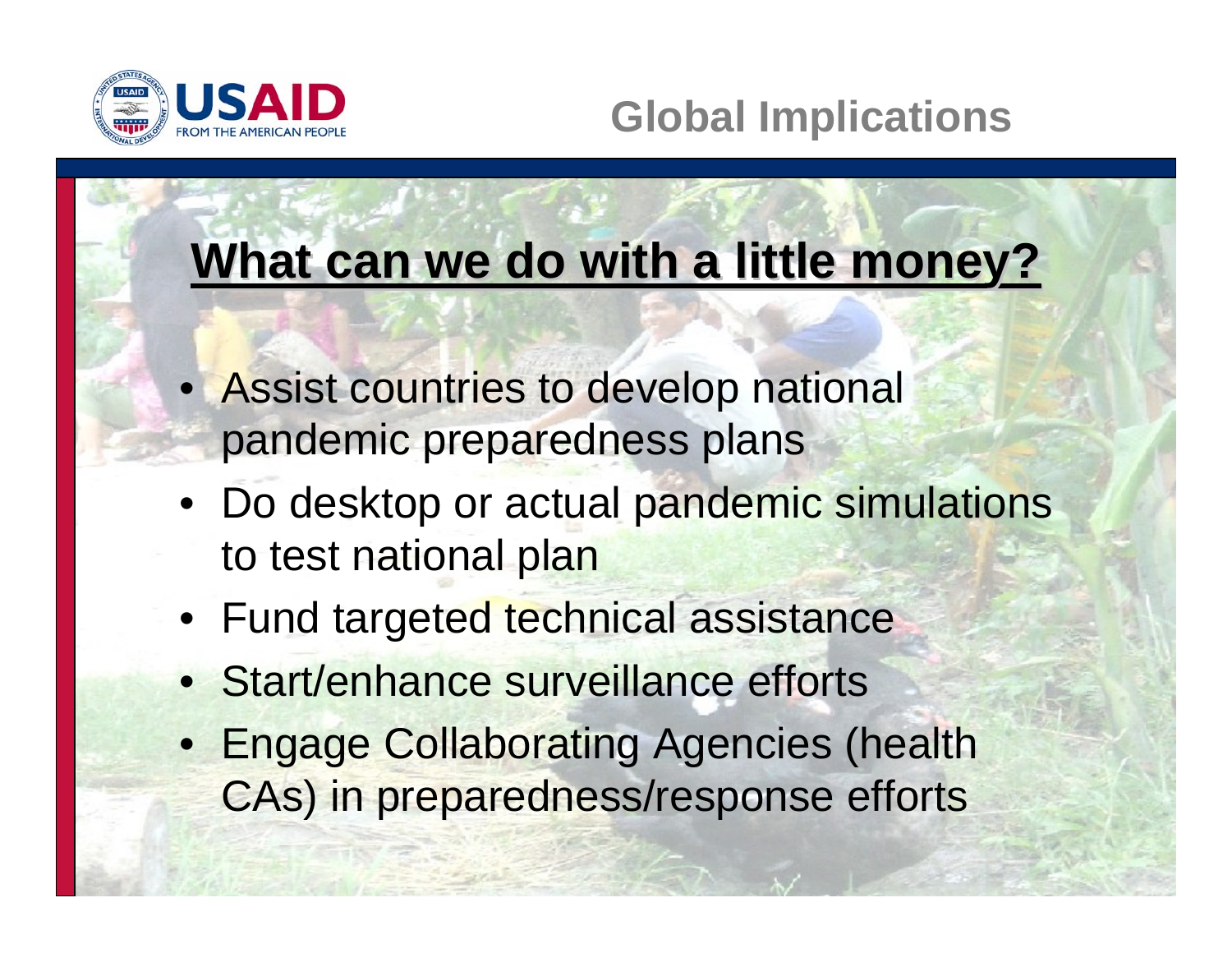## Global Implications

### What can we do with a little money?

- Assist countries to develop national pandemic preparedness plans
- Do desktop or actual pandemic simulations to test national plan
- Fund targeted technical assistance
- Start/enhance surveillance efforts
- Engage Collaborating Agencies (health CAs) in preparedness/response efforts